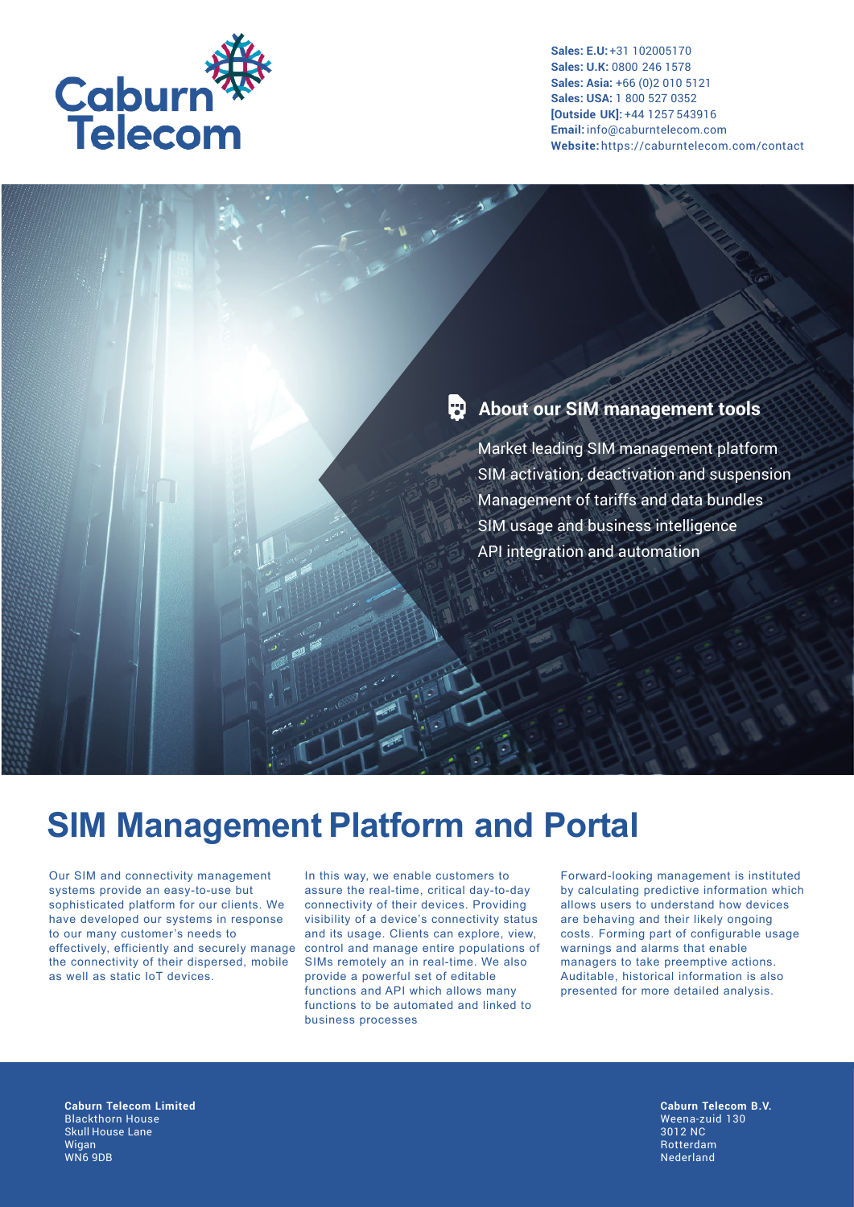Caburn Telecom

**Sales: E.U:** +31 102005170
**Sales: U.K:** 0800 246 1578
**Sales: Asia:** +66 (0)2 010 5121
**Sales: USA:** 1 800 527 0352
**[Outside UK]:** +44 1257 543916
**Email:** info@caburntelecom.com
**Website:** https://caburntelecom.com/contact

## About our SIM management tools

- Market leading SIM management platform
- SIM activation, deactivation and suspension
- Management of tariffs and data bundles
- SIM usage and business intelligence
- API integration and automation

# SIM Management Platform and Portal

Our SIM and connectivity management systems provide an easy-to-use but sophisticated platform for our clients. We have developed our systems in response to our many customer's needs to effectively, efficiently and securely manage the connectivity of their dispersed, mobile as well as static IoT devices.

In this way, we enable customers to assure the real-time, critical day-to-day connectivity of their devices. Providing visibility of a device's connectivity status and its usage. Clients can explore, view, control and manage entire populations of SIMs remotely an in real-time. We also provide a powerful set of editable functions and API which allows many functions to be automated and linked to business processes

Forward-looking management is instituted by calculating predictive information which allows users to understand how devices are behaving and their likely ongoing costs. Forming part of configurable usage warnings and alarms that enable managers to take preemptive actions. Auditable, historical information is also presented for more detailed analysis.

**Caburn Telecom Limited**
Blackthorn House
Skull House Lane
Wigan
WN6 9DB

**Caburn Telecom B.V.**
Weena-zuid 130
3012 NC
Rotterdam
Nederland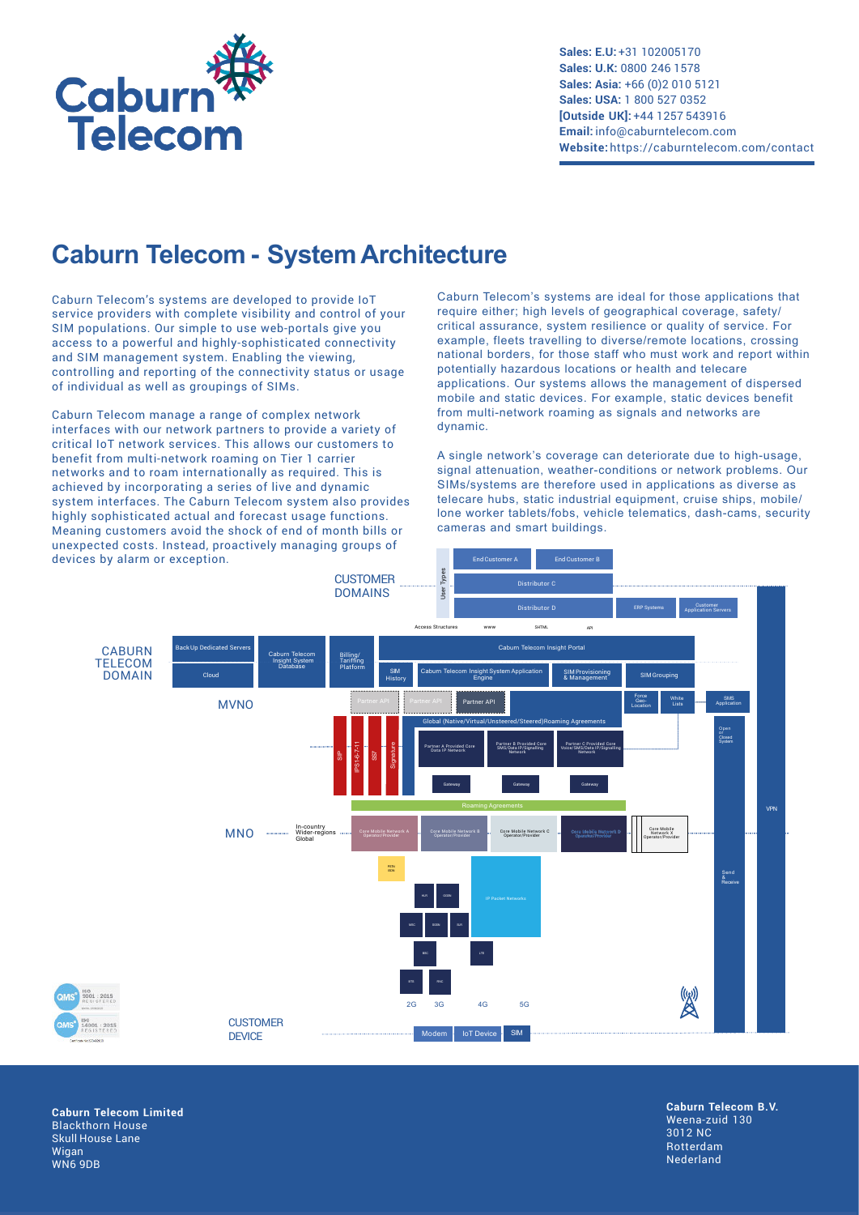**Sales: E.U:** +31 102005170
**Sales: U.K:** 0800 246 1578
**Sales: Asia:** +66 (0)2 010 5121
**Sales: USA:** 1 800 527 0352
**[Outside UK]:** +44 1257 543916
**Email:** info@caburntelecom.com
**Website:** https://caburntelecom.com/contact

# Caburn Telecom - System Architecture

Caburn Telecom's systems are developed to provide IoT service providers with complete visibility and control of your SIM populations. Our simple to use web-portals give you access to a powerful and highly-sophisticated connectivity and SIM management system. Enabling the viewing, controlling and reporting of the connectivity status or usage of individual as well as groupings of SIMs.

Caburn Telecom manage a range of complex network interfaces with our network partners to provide a variety of critical IoT network services. This allows our customers to benefit from multi-network roaming on Tier 1 carrier networks and to roam internationally as required. This is achieved by incorporating a series of live and dynamic system interfaces. The Caburn Telecom system also provides highly sophisticated actual and forecast usage functions. Meaning customers avoid the shock of end of month bills or unexpected costs. Instead, proactively managing groups of devices by alarm or exception.

Caburn Telecom's systems are ideal for those applications that require either; high levels of geographical coverage, safety/critical assurance, system resilience or quality of service. For example, fleets travelling to diverse/remote locations, crossing national borders, for those staff who must work and report within potentially hazardous locations or health and telecare applications. Our systems allows the management of dispersed mobile and static devices. For example, static devices benefit from multi-network roaming as signals and networks are dynamic.

A single network's coverage can deteriorate due to high-usage, signal attenuation, weather-conditions or network problems. Our SIMs/systems are therefore used in applications as diverse as telecare hubs, static industrial equipment, cruise ships, mobile/lone worker tablets/fobs, vehicle telematics, dash-cams, security cameras and smart buildings.

**Caburn Telecom Limited**
Blackthorn House
Skull House Lane
Wigan
WN6 9DB

**Caburn Telecom B.V.**
Weena-zuid 130
3012 NC
Rotterdam
Nederland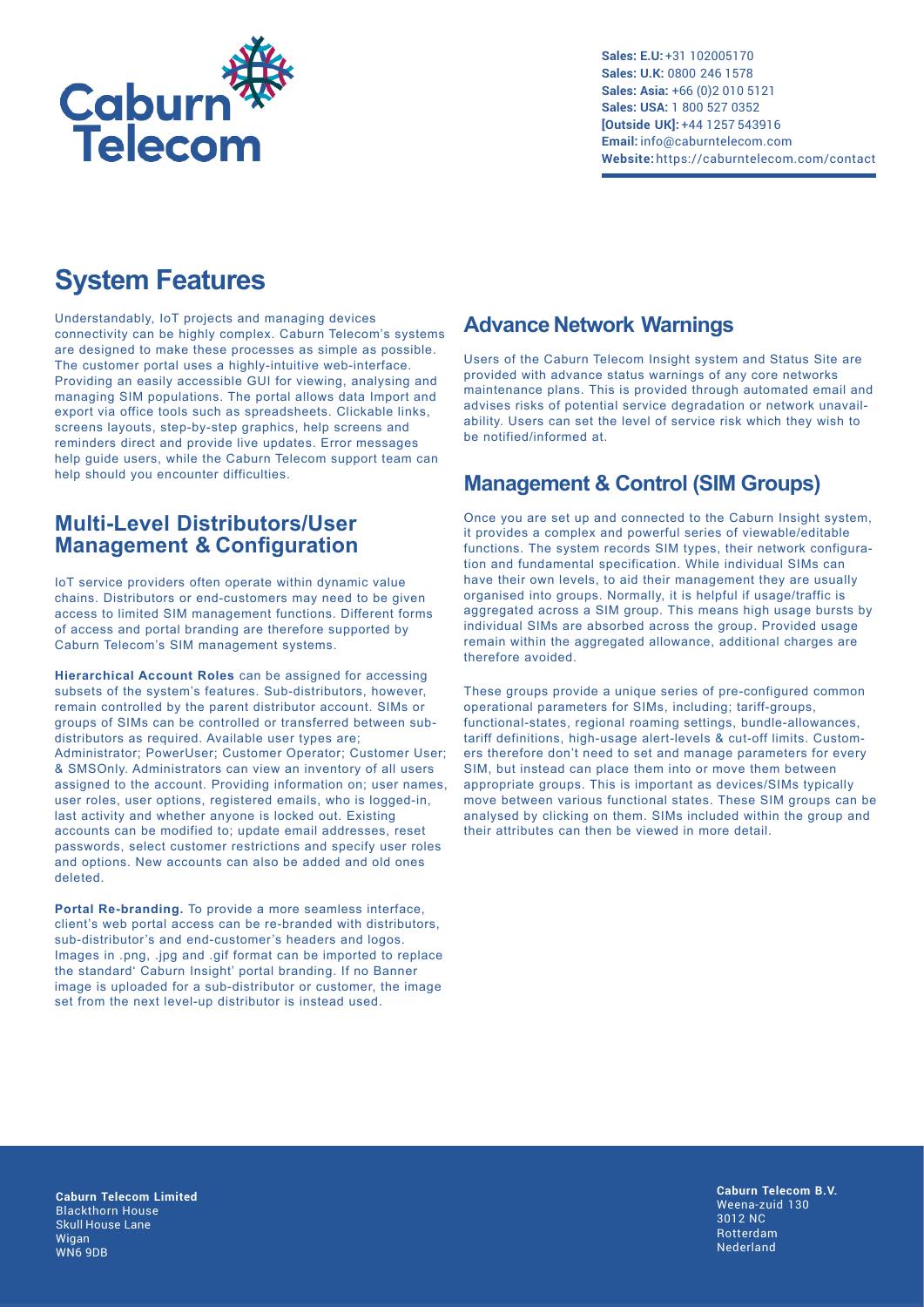# System Features

Understandably, IoT projects and managing devices connectivity can be highly complex. Caburn Telecom's systems are designed to make these processes as simple as possible. The customer portal uses a highly-intuitive web-interface. Providing an easily accessible GUI for viewing, analysing and managing SIM populations. The portal allows data Import and export via office tools such as spreadsheets. Clickable links, screens layouts, step-by-step graphics, help screens and reminders direct and provide live updates. Error messages help guide users, while the Caburn Telecom support team can help should you encounter difficulties.

## Multi-Level Distributors/User Management & Configuration

IoT service providers often operate within dynamic value chains. Distributors or end-customers may need to be given access to limited SIM management functions. Different forms of access and portal branding are therefore supported by Caburn Telecom's SIM management systems.

**Hierarchical Account Roles** can be assigned for accessing subsets of the system's features. Sub-distributors, however, remain controlled by the parent distributor account. SIMs or groups of SIMs can be controlled or transferred between sub-distributors as required. Available user types are; Administrator; PowerUser; Customer Operator; Customer User; & SMSOnly. Administrators can view an inventory of all users assigned to the account. Providing information on; user names, user roles, user options, registered emails, who is logged-in, last activity and whether anyone is locked out. Existing accounts can be modified to; update email addresses, reset passwords, select customer restrictions and specify user roles and options. New accounts can also be added and old ones deleted.

**Portal Re-branding.** To provide a more seamless interface, client's web portal access can be re-branded with distributors, sub-distributor's and end-customer's headers and logos. Images in .png, .jpg and .gif format can be imported to replace the standard' Caburn Insight' portal branding. If no Banner image is uploaded for a sub-distributor or customer, the image set from the next level-up distributor is instead used.

## Advance Network Warnings

Users of the Caburn Telecom Insight system and Status Site are provided with advance status warnings of any core networks maintenance plans. This is provided through automated email and advises risks of potential service degradation or network unavailability. Users can set the level of service risk which they wish to be notified/informed at.

## Management & Control (SIM Groups)

Once you are set up and connected to the Caburn Insight system, it provides a complex and powerful series of viewable/editable functions. The system records SIM types, their network configuration and fundamental specification. While individual SIMs can have their own levels, to aid their management they are usually organised into groups. Normally, it is helpful if usage/traffic is aggregated across a SIM group. This means high usage bursts by individual SIMs are absorbed across the group. Provided usage remain within the aggregated allowance, additional charges are therefore avoided.

These groups provide a unique series of pre-configured common operational parameters for SIMs, including; tariff-groups, functional-states, regional roaming settings, bundle-allowances, tariff definitions, high-usage alert-levels & cut-off limits. Customers therefore don't need to set and manage parameters for every SIM, but instead can place them into or move them between appropriate groups. This is important as devices/SIMs typically move between various functional states. These SIM groups can be analysed by clicking on them. SIMs included within the group and their attributes can then be viewed in more detail.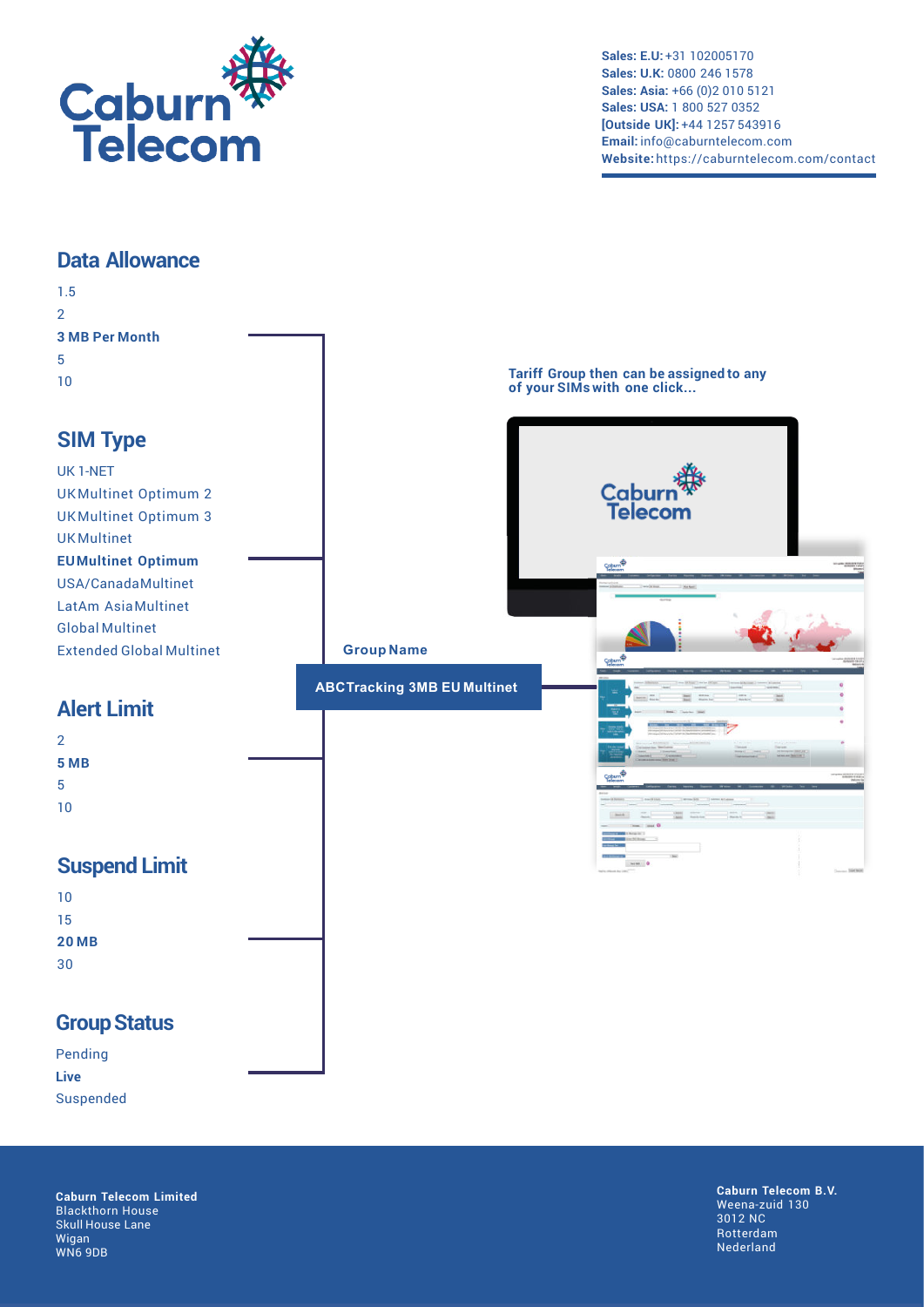Sales: E.U: +31 102005170
Sales: U.K: 0800 246 1578
Sales: Asia: +66 (0)2 010 5121
Sales: USA: 1 800 527 0352
[Outside UK]: +44 1257 543916
Email: info@caburntelecom.com
Website: https://caburntelecom.com/contact

## Data Allowance

1.5
2
**3 MB Per Month**
5
10

## SIM Type

UK 1-NET
UK Multinet Optimum 2
UK Multinet Optimum 3
UK Multinet
**EU Multinet Optimum**
USA/Canada Multinet
LatAm Asia Multinet
Global Multinet
Extended Global Multinet

## Alert Limit

2
**5 MB**
5
10

## Suspend Limit

10
15
**20 MB**
30

## Group Status

Pending
**Live**
Suspended

**Group Name**

**ABC Tracking 3MB EU Multinet**

**Tariff Group then can be assigned to any of your SIMs with one click...**

**Caburn Telecom Limited**
Blackthorn House
Skull House Lane
Wigan
WN6 9DB

**Caburn Telecom B.V.**
Weena-zuid 130
3012 NC
Rotterdam
Nederland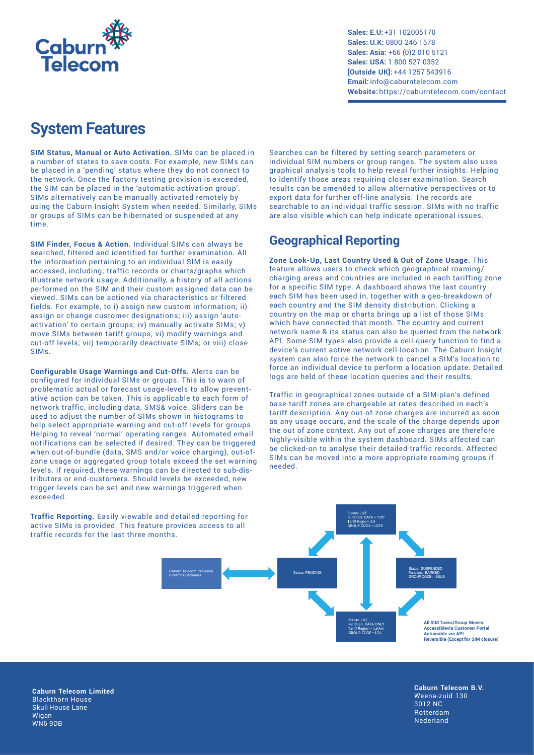Sales: E.U: +31 102005170
Sales: U.K: 0800 246 1578
Sales: Asia: +66 (0)2 010 5121
Sales: USA: 1 800 527 0352
[Outside UK]: +44 1257 543916
Email: info@caburntelecom.com
Website: https://caburntelecom.com/contact

# System Features

**SIM Status, Manual or Auto Activation.** SIMs can be placed in a number of states to save costs. For example, new SIMs can be placed in a 'pending' status where they do not connect to the network. Once the factory testing provision is exceeded, the SIM can be placed in the 'automatic activation group'. SIMs alternatively can be manually activated remotely by using the Caburn Insight System when needed. Similarly, SIMs or groups of SIMs can be hibernated or suspended at any time.

**SIM Finder, Focus & Action.** Individual SIMs can always be searched, filtered and identified for further examination. All the information pertaining to an individual SIM is easily accessed, including; traffic records or charts/graphs which illustrate network usage. Additionally, a history of all actions performed on the SIM and their custom assigned data can be viewed. SIMs can be actioned via characteristics or filtered fields. For example, to i) assign new custom information; ii) assign or change customer designations; iii) assign 'auto-activation' to certain groups; iv) manually activate SIMs; v) move SIMs between tariff groups; vi) modify warnings and cut-off levels; vii) temporarily deactivate SIMs; or viii) close SIMs.

**Configurable Usage Warnings and Cut-Offs.** Alerts can be configured for individual SIMs or groups. This is to warn of problematic actual or forecast usage-levels to allow preventative action can be taken. This is applicable to each form of network traffic, including data, SMS& voice. Sliders can be used to adjust the number of SIMs shown in histograms to help select appropriate warning and cut-off levels for groups. Helping to reveal 'normal' operating ranges. Automated email notifications can be selected if desired. They can be triggered when out-of-bundle (data, SMS and/or voice charging), out-of-zone usage or aggregated group totals exceed the set warning levels. If required, these warnings can be directed to sub-distributors or end-customers. Should levels be exceeded, new trigger-levels can be set and new warnings triggered when exceeded.

**Traffic Reporting.** Easily viewable and detailed reporting for active SIMs is provided. This feature provides access to all traffic records for the last three months.

Searches can be filtered by setting search parameters or individual SIM numbers or group ranges. The system also uses graphical analysis tools to help reveal further insights. Helping to identify those areas requiring closer examination. Search results can be amended to allow alternative perspectives or to export data for further off-line analysis. The records are searchable to an individual traffic session. SIMs with no traffic are also visible which can help indicate operational issues.

## Geographical Reporting

**Zone Look-Up, Last Country Used & Out of Zone Usage.** This feature allows users to check which geographical roaming/charging areas and countries are included in each tariffing zone for a specific SIM type. A dashboard shows the last country each SIM has been used in, together with a geo-breakdown of each country and the SIM density distribution. Clicking a country on the map or charts brings up a list of those SIMs which have connected that month. The country and current network name & its status can also be queried from the network API. Some SIM types also provide a cell-query function to find a device's current active network cell-location. The Caburn Insight system can also force the network to cancel a SIM's location to force an individual device to perform a location update. Detailed logs are held of these location queries and their results.

Traffic in geographical zones outside of a SIM-plan's defined base-tariff zones are chargeable at rates described in each's tariff description. Any out-of-zone charges are incurred as soon as any usage occurs, and the scale of the charge depends upon the out of zone context. Any out of zone charges are therefore highly-visible within the system dashboard. SIMs affected can be clicked-on to analyse their detailed traffic records. Affected SIMs can be moved into a more appropriate roaming groups if needed.

Caburn Telecom Provision SIMsfor Customers

Status: PENDING

Status: LIVE
Function: DATA + TEXT
Tariff Region: EU
GROUP CODE = LDTE

Status: SUSPENDED
Function: BARRED
GROUP CODE= SSUS

Status: LIVE
Function: DATA ONLY
Tariff Region = LatAm
GROUP CODE = LDL

**All SIM Tasks/Group Moves:**
**Accessiblevia Customer Portal**
**Actionable via API**
**Reversible (Except for SIM closure)**

**Caburn Telecom Limited**
Blackthorn House
Skull House Lane
Wigan
WN6 9DB

**Caburn Telecom B.V.**
Weena-zuid 130
3012 NC
Rotterdam
Nederland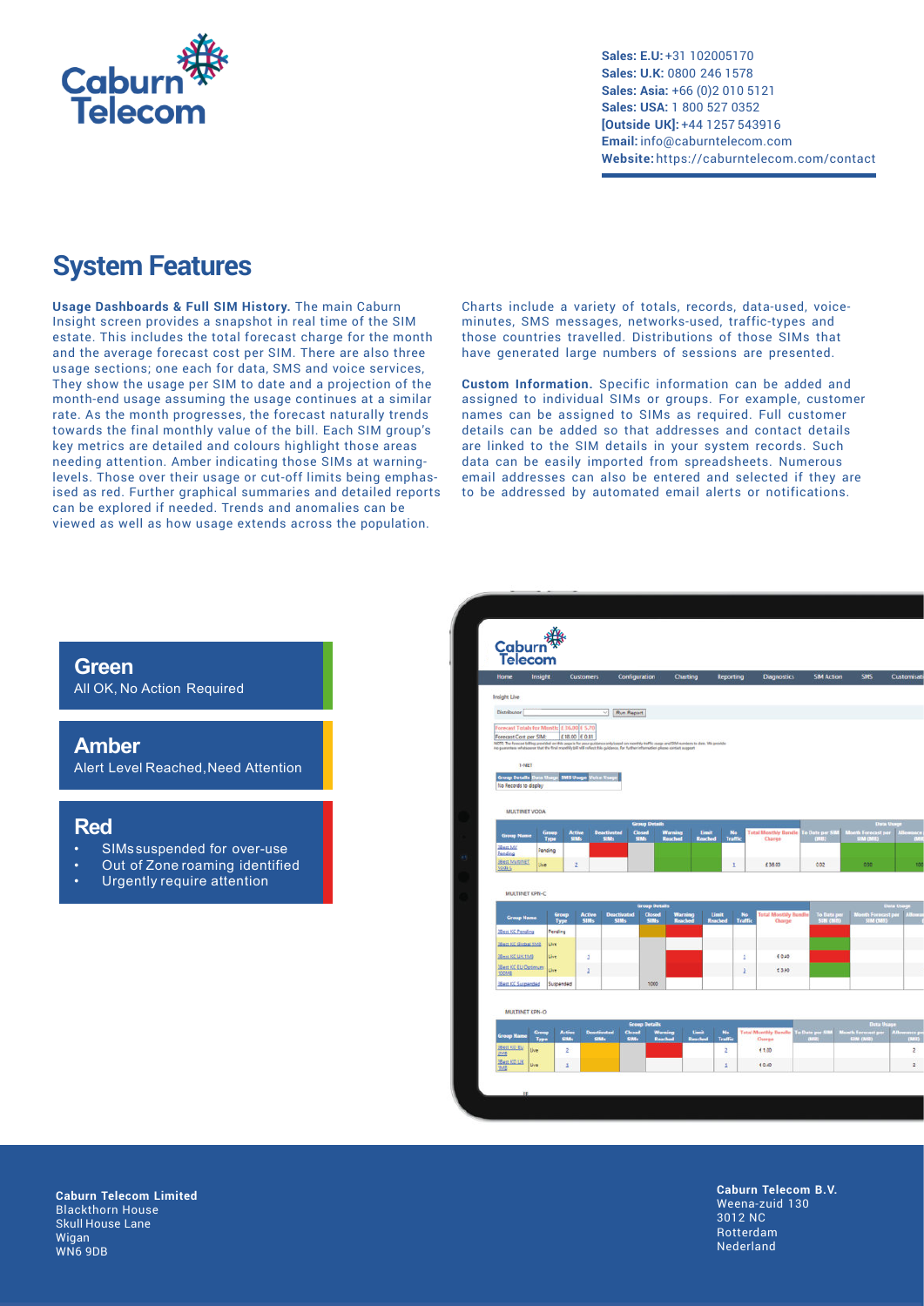Caburn Telecom

**Sales: E.U:** +31 102005170
**Sales: U.K:** 0800 246 1578
**Sales: Asia:** +66 (0)2 010 5121
**Sales: USA:** 1 800 527 0352
**[Outside UK]:** +44 1257 543916
**Email:** info@caburntelecom.com
**Website:** https://caburntelecom.com/contact

# System Features

**Usage Dashboards & Full SIM History.** The main Caburn Insight screen provides a snapshot in real time of the SIM estate. This includes the total forecast charge for the month and the average forecast cost per SIM. There are also three usage sections; one each for data, SMS and voice services, They show the usage per SIM to date and a projection of the month-end usage assuming the usage continues at a similar rate. As the month progresses, the forecast naturally trends towards the final monthly value of the bill. Each SIM group's key metrics are detailed and colours highlight those areas needing attention. Amber indicating those SIMs at warning-levels. Those over their usage or cut-off limits being emphasised as red. Further graphical summaries and detailed reports can be explored if needed. Trends and anomalies can be viewed as well as how usage extends across the population.

Charts include a variety of totals, records, data-used, voice-minutes, SMS messages, networks-used, traffic-types and those countries travelled. Distributions of those SIMs that have generated large numbers of sessions are presented.

**Custom Information.** Specific information can be added and assigned to individual SIMs or groups. For example, customer names can be assigned to SIMs as required. Full customer details can be added so that addresses and contact details are linked to the SIM details in your system records. Such data can be easily imported from spreadsheets. Numerous email addresses can also be entered and selected if they are to be addressed by automated email alerts or notifications.

## Green
All OK, No Action Required

## Amber
Alert Level Reached, Need Attention

## Red
- SIMs suspended for over-use
- Out of Zone roaming identified
- Urgently require attention

**Caburn Telecom Limited**
Blackthorn House
Skull House Lane
Wigan
WN6 9DB

**Caburn Telecom B.V.**
Weena-zuid 130
3012 NC
Rotterdam
Nederland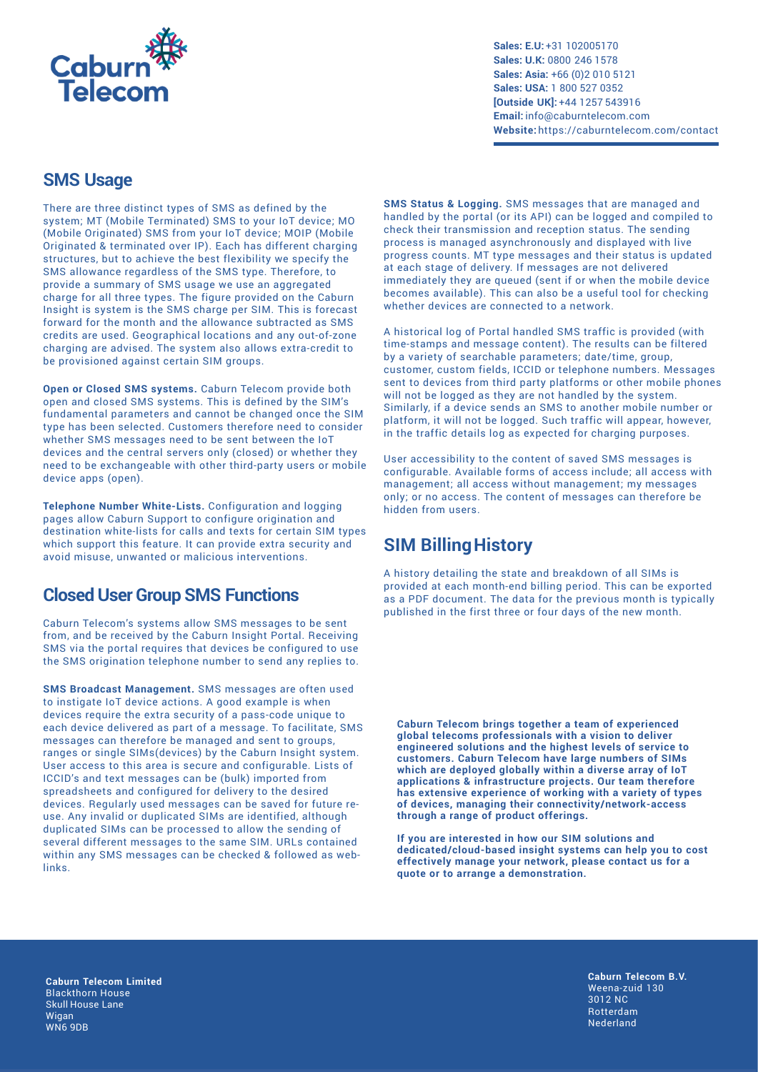Sales: E.U: +31 102005170
Sales: U.K: 0800 246 1578
Sales: Asia: +66 (0)2 010 5121
Sales: USA: 1 800 527 0352
[Outside UK]: +44 1257 543916
Email: info@caburntelecom.com
Website: https://caburntelecom.com/contact

## SMS Usage

There are three distinct types of SMS as defined by the system; MT (Mobile Terminated) SMS to your IoT device; MO (Mobile Originated) SMS from your IoT device; MOIP (Mobile Originated & terminated over IP). Each has different charging structures, but to achieve the best flexibility we specify the SMS allowance regardless of the SMS type. Therefore, to provide a summary of SMS usage we use an aggregated charge for all three types. The figure provided on the Caburn Insight is system is the SMS charge per SIM. This is forecast forward for the month and the allowance subtracted as SMS credits are used. Geographical locations and any out-of-zone charging are advised. The system also allows extra-credit to be provisioned against certain SIM groups.

**Open or Closed SMS systems.** Caburn Telecom provide both open and closed SMS systems. This is defined by the SIM's fundamental parameters and cannot be changed once the SIM type has been selected. Customers therefore need to consider whether SMS messages need to be sent between the IoT devices and the central servers only (closed) or whether they need to be exchangeable with other third-party users or mobile device apps (open).

**Telephone Number White-Lists.** Configuration and logging pages allow Caburn Support to configure origination and destination white-lists for calls and texts for certain SIM types which support this feature. It can provide extra security and avoid misuse, unwanted or malicious interventions.

## Closed User Group SMS Functions

Caburn Telecom's systems allow SMS messages to be sent from, and be received by the Caburn Insight Portal. Receiving SMS via the portal requires that devices be configured to use the SMS origination telephone number to send any replies to.

**SMS Broadcast Management.** SMS messages are often used to instigate IoT device actions. A good example is when devices require the extra security of a pass-code unique to each device delivered as part of a message. To facilitate, SMS messages can therefore be managed and sent to groups, ranges or single SIMs(devices) by the Caburn Insight system. User access to this area is secure and configurable. Lists of ICCID's and text messages can be (bulk) imported from spreadsheets and configured for delivery to the desired devices. Regularly used messages can be saved for future re-use. Any invalid or duplicated SIMs are identified, although duplicated SIMs can be processed to allow the sending of several different messages to the same SIM. URLs contained within any SMS messages can be checked & followed as web-links.

**SMS Status & Logging.** SMS messages that are managed and handled by the portal (or its API) can be logged and compiled to check their transmission and reception status. The sending process is managed asynchronously and displayed with live progress counts. MT type messages and their status is updated at each stage of delivery. If messages are not delivered immediately they are queued (sent if or when the mobile device becomes available). This can also be a useful tool for checking whether devices are connected to a network.

A historical log of Portal handled SMS traffic is provided (with time-stamps and message content). The results can be filtered by a variety of searchable parameters; date/time, group, customer, custom fields, ICCID or telephone numbers. Messages sent to devices from third party platforms or other mobile phones will not be logged as they are not handled by the system. Similarly, if a device sends an SMS to another mobile number or platform, it will not be logged. Such traffic will appear, however, in the traffic details log as expected for charging purposes.

User accessibility to the content of saved SMS messages is configurable. Available forms of access include; all access with management; all access without management; my messages only; or no access. The content of messages can therefore be hidden from users.

## SIM Billing History

A history detailing the state and breakdown of all SIMs is provided at each month-end billing period. This can be exported as a PDF document. The data for the previous month is typically published in the first three or four days of the new month.

**Caburn Telecom brings together a team of experienced global telecoms professionals with a vision to deliver engineered solutions and the highest levels of service to customers. Caburn Telecom have large numbers of SIMs which are deployed globally within a diverse array of IoT applications & infrastructure projects. Our team therefore has extensive experience of working with a variety of types of devices, managing their connectivity/network-access through a range of product offerings.**

**If you are interested in how our SIM solutions and dedicated/cloud-based insight systems can help you to cost effectively manage your network, please contact us for a quote or to arrange a demonstration.**

**Caburn Telecom Limited**
Blackthorn House
Skull House Lane
Wigan
WN6 9DB

**Caburn Telecom B.V.**
Weena-zuid 130
3012 NC
Rotterdam
Nederland